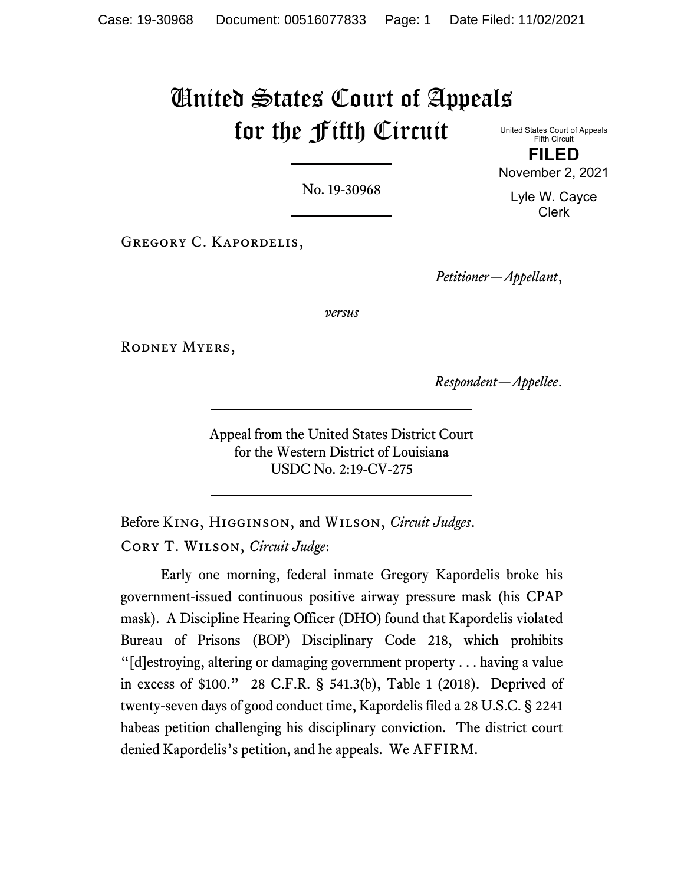# United States Court of Appeals for the Fifth Circuit

United States Court of Appeals
Fifth Circuit

**FILED**

November 2, 2021

Lyle W. Cayce
Clerk

No. 19-30968

Gregory C. Kapordelis,

*Petitioner—Appellant*,

*versus*

Rodney Myers,

*Respondent—Appellee*.

Appeal from the United States District Court
for the Western District of Louisiana
USDC No. 2:19-CV-275

Before King, Higginson, and Wilson, *Circuit Judges*.

Cory T. Wilson, *Circuit Judge*:

Early one morning, federal inmate Gregory Kapordelis broke his government-issued continuous positive airway pressure mask (his CPAP mask). A Discipline Hearing Officer (DHO) found that Kapordelis violated Bureau of Prisons (BOP) Disciplinary Code 218, which prohibits "[d]estroying, altering or damaging government property . . . having a value in excess of $100." 28 C.F.R. § 541.3(b), Table 1 (2018). Deprived of twenty-seven days of good conduct time, Kapordelis filed a 28 U.S.C. § 2241 habeas petition challenging his disciplinary conviction. The district court denied Kapordelis's petition, and he appeals. We AFFIRM.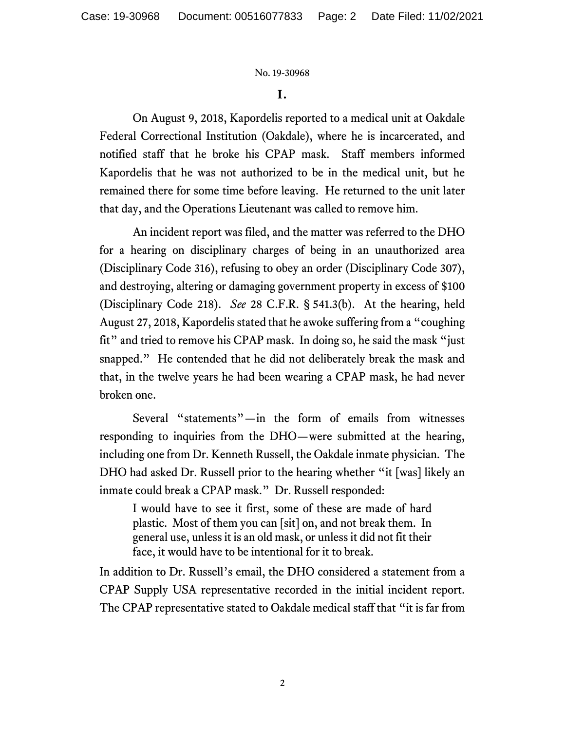## I.

On August 9, 2018, Kapordelis reported to a medical unit at Oakdale Federal Correctional Institution (Oakdale), where he is incarcerated, and notified staff that he broke his CPAP mask. Staff members informed Kapordelis that he was not authorized to be in the medical unit, but he remained there for some time before leaving. He returned to the unit later that day, and the Operations Lieutenant was called to remove him.

An incident report was filed, and the matter was referred to the DHO for a hearing on disciplinary charges of being in an unauthorized area (Disciplinary Code 316), refusing to obey an order (Disciplinary Code 307), and destroying, altering or damaging government property in excess of $100 (Disciplinary Code 218). *See* 28 C.F.R. § 541.3(b). At the hearing, held August 27, 2018, Kapordelis stated that he awoke suffering from a "coughing fit" and tried to remove his CPAP mask. In doing so, he said the mask "just snapped." He contended that he did not deliberately break the mask and that, in the twelve years he had been wearing a CPAP mask, he had never broken one.

Several "statements"—in the form of emails from witnesses responding to inquiries from the DHO—were submitted at the hearing, including one from Dr. Kenneth Russell, the Oakdale inmate physician. The DHO had asked Dr. Russell prior to the hearing whether "it [was] likely an inmate could break a CPAP mask." Dr. Russell responded:

> I would have to see it first, some of these are made of hard plastic. Most of them you can [sit] on, and not break them. In general use, unless it is an old mask, or unless it did not fit their face, it would have to be intentional for it to break.

In addition to Dr. Russell's email, the DHO considered a statement from a CPAP Supply USA representative recorded in the initial incident report. The CPAP representative stated to Oakdale medical staff that "it is far from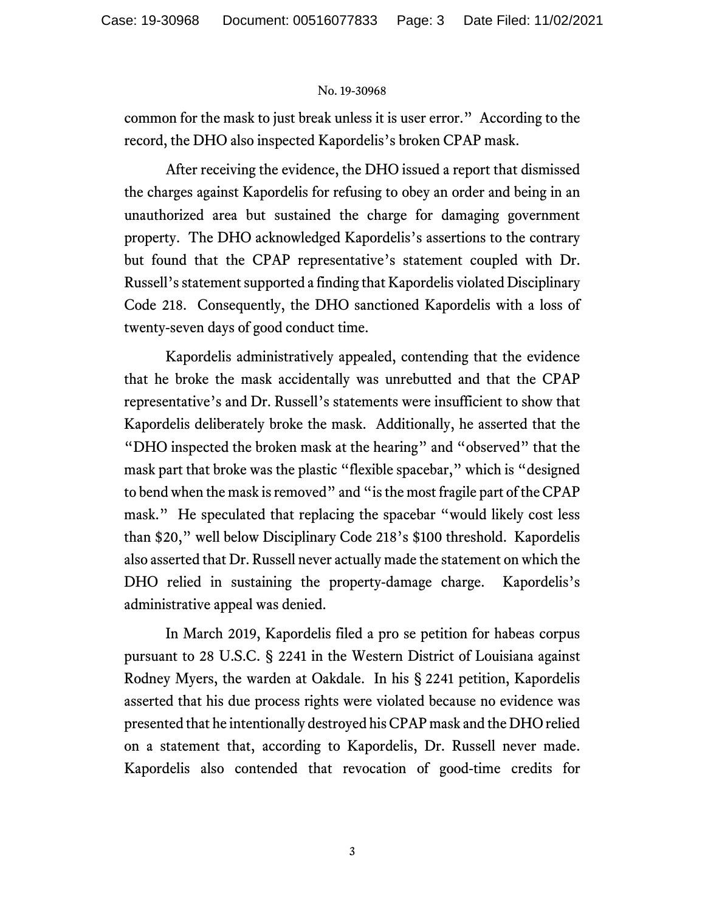common for the mask to just break unless it is user error." According to the record, the DHO also inspected Kapordelis's broken CPAP mask.

After receiving the evidence, the DHO issued a report that dismissed the charges against Kapordelis for refusing to obey an order and being in an unauthorized area but sustained the charge for damaging government property. The DHO acknowledged Kapordelis's assertions to the contrary but found that the CPAP representative's statement coupled with Dr. Russell's statement supported a finding that Kapordelis violated Disciplinary Code 218. Consequently, the DHO sanctioned Kapordelis with a loss of twenty-seven days of good conduct time.

Kapordelis administratively appealed, contending that the evidence that he broke the mask accidentally was unrebutted and that the CPAP representative's and Dr. Russell's statements were insufficient to show that Kapordelis deliberately broke the mask. Additionally, he asserted that the "DHO inspected the broken mask at the hearing" and "observed" that the mask part that broke was the plastic "flexible spacebar," which is "designed to bend when the mask is removed" and "is the most fragile part of the CPAP mask." He speculated that replacing the spacebar "would likely cost less than $20," well below Disciplinary Code 218's $100 threshold. Kapordelis also asserted that Dr. Russell never actually made the statement on which the DHO relied in sustaining the property-damage charge. Kapordelis's administrative appeal was denied.

In March 2019, Kapordelis filed a pro se petition for habeas corpus pursuant to 28 U.S.C. § 2241 in the Western District of Louisiana against Rodney Myers, the warden at Oakdale. In his § 2241 petition, Kapordelis asserted that his due process rights were violated because no evidence was presented that he intentionally destroyed his CPAP mask and the DHO relied on a statement that, according to Kapordelis, Dr. Russell never made. Kapordelis also contended that revocation of good-time credits for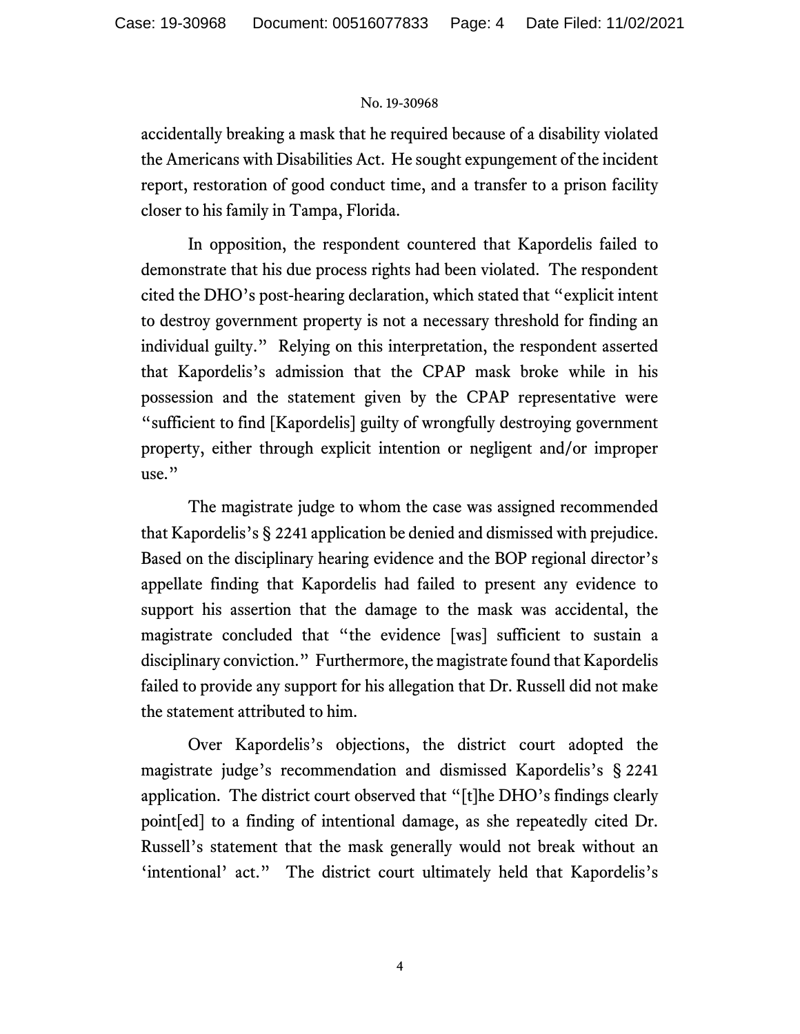accidentally breaking a mask that he required because of a disability violated the Americans with Disabilities Act. He sought expungement of the incident report, restoration of good conduct time, and a transfer to a prison facility closer to his family in Tampa, Florida.

In opposition, the respondent countered that Kapordelis failed to demonstrate that his due process rights had been violated. The respondent cited the DHO's post-hearing declaration, which stated that "explicit intent to destroy government property is not a necessary threshold for finding an individual guilty." Relying on this interpretation, the respondent asserted that Kapordelis's admission that the CPAP mask broke while in his possession and the statement given by the CPAP representative were "sufficient to find [Kapordelis] guilty of wrongfully destroying government property, either through explicit intention or negligent and/or improper use."

The magistrate judge to whom the case was assigned recommended that Kapordelis's § 2241 application be denied and dismissed with prejudice. Based on the disciplinary hearing evidence and the BOP regional director's appellate finding that Kapordelis had failed to present any evidence to support his assertion that the damage to the mask was accidental, the magistrate concluded that "the evidence [was] sufficient to sustain a disciplinary conviction." Furthermore, the magistrate found that Kapordelis failed to provide any support for his allegation that Dr. Russell did not make the statement attributed to him.

Over Kapordelis's objections, the district court adopted the magistrate judge's recommendation and dismissed Kapordelis's § 2241 application. The district court observed that "[t]he DHO's findings clearly point[ed] to a finding of intentional damage, as she repeatedly cited Dr. Russell's statement that the mask generally would not break without an 'intentional' act." The district court ultimately held that Kapordelis's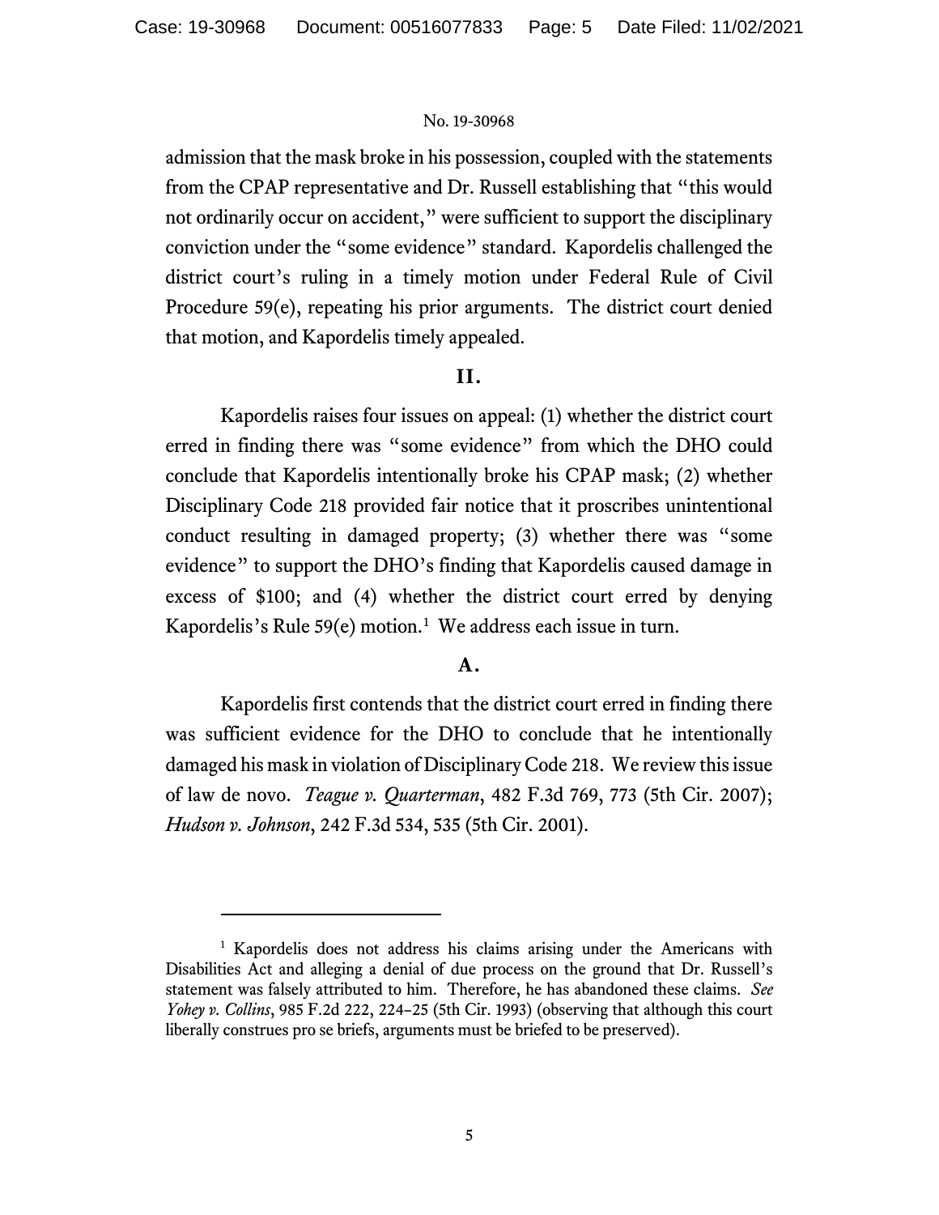admission that the mask broke in his possession, coupled with the statements from the CPAP representative and Dr. Russell establishing that "this would not ordinarily occur on accident," were sufficient to support the disciplinary conviction under the "some evidence" standard. Kapordelis challenged the district court's ruling in a timely motion under Federal Rule of Civil Procedure 59(e), repeating his prior arguments. The district court denied that motion, and Kapordelis timely appealed.

## II.

Kapordelis raises four issues on appeal: (1) whether the district court erred in finding there was "some evidence" from which the DHO could conclude that Kapordelis intentionally broke his CPAP mask; (2) whether Disciplinary Code 218 provided fair notice that it proscribes unintentional conduct resulting in damaged property; (3) whether there was "some evidence" to support the DHO's finding that Kapordelis caused damage in excess of $100; and (4) whether the district court erred by denying Kapordelis's Rule 59(e) motion.[1] We address each issue in turn.

### A.

Kapordelis first contends that the district court erred in finding there was sufficient evidence for the DHO to conclude that he intentionally damaged his mask in violation of Disciplinary Code 218. We review this issue of law de novo. *Teague v. Quarterman*, 482 F.3d 769, 773 (5th Cir. 2007); *Hudson v. Johnson*, 242 F.3d 534, 535 (5th Cir. 2001).

---

[1] Kapordelis does not address his claims arising under the Americans with Disabilities Act and alleging a denial of due process on the ground that Dr. Russell's statement was falsely attributed to him. Therefore, he has abandoned these claims. *See Yohey v. Collins*, 985 F.2d 222, 224–25 (5th Cir. 1993) (observing that although this court liberally construes pro se briefs, arguments must be briefed to be preserved).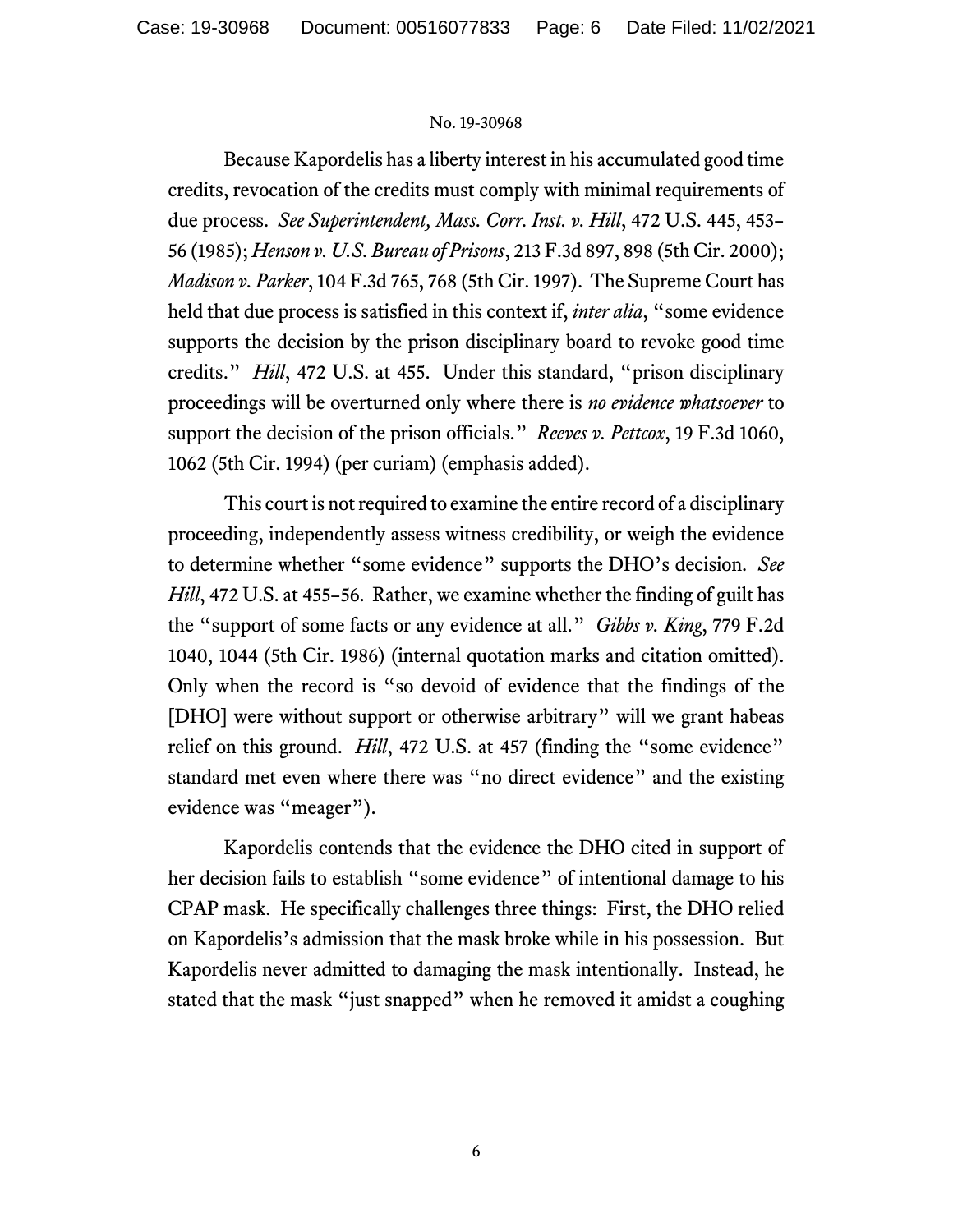Because Kapordelis has a liberty interest in his accumulated good time credits, revocation of the credits must comply with minimal requirements of due process. *See Superintendent, Mass. Corr. Inst. v. Hill*, 472 U.S. 445, 453–56 (1985); *Henson v. U.S. Bureau of Prisons*, 213 F.3d 897, 898 (5th Cir. 2000); *Madison v. Parker*, 104 F.3d 765, 768 (5th Cir. 1997). The Supreme Court has held that due process is satisfied in this context if, *inter alia*, "some evidence supports the decision by the prison disciplinary board to revoke good time credits." *Hill*, 472 U.S. at 455. Under this standard, "prison disciplinary proceedings will be overturned only where there is *no evidence whatsoever* to support the decision of the prison officials." *Reeves v. Pettcox*, 19 F.3d 1060, 1062 (5th Cir. 1994) (per curiam) (emphasis added).

This court is not required to examine the entire record of a disciplinary proceeding, independently assess witness credibility, or weigh the evidence to determine whether "some evidence" supports the DHO's decision. *See Hill*, 472 U.S. at 455–56. Rather, we examine whether the finding of guilt has the "support of some facts or any evidence at all." *Gibbs v. King*, 779 F.2d 1040, 1044 (5th Cir. 1986) (internal quotation marks and citation omitted). Only when the record is "so devoid of evidence that the findings of the [DHO] were without support or otherwise arbitrary" will we grant habeas relief on this ground. *Hill*, 472 U.S. at 457 (finding the "some evidence" standard met even where there was "no direct evidence" and the existing evidence was "meager").

Kapordelis contends that the evidence the DHO cited in support of her decision fails to establish "some evidence" of intentional damage to his CPAP mask. He specifically challenges three things: First, the DHO relied on Kapordelis's admission that the mask broke while in his possession. But Kapordelis never admitted to damaging the mask intentionally. Instead, he stated that the mask "just snapped" when he removed it amidst a coughing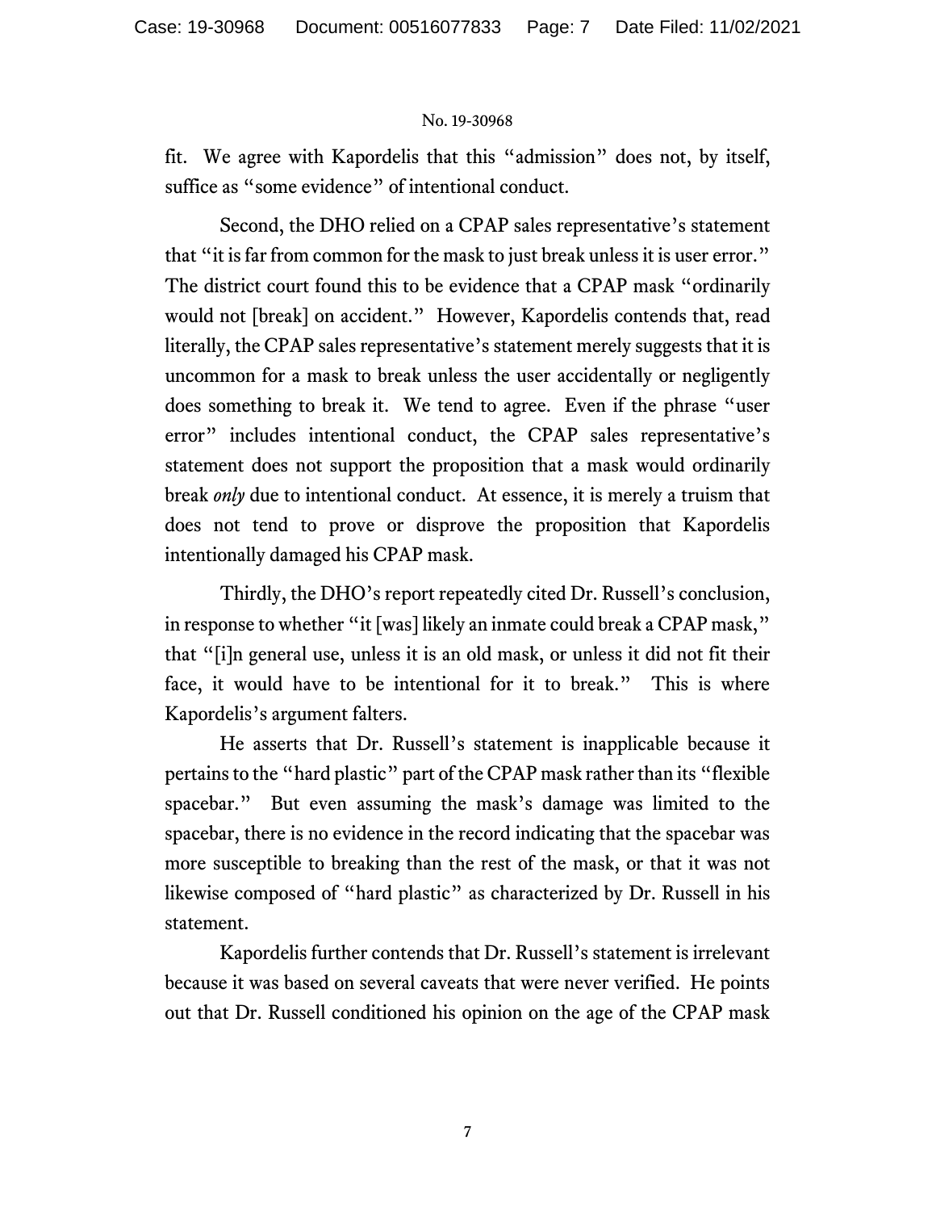fit. We agree with Kapordelis that this "admission" does not, by itself, suffice as "some evidence" of intentional conduct.

Second, the DHO relied on a CPAP sales representative's statement that "it is far from common for the mask to just break unless it is user error." The district court found this to be evidence that a CPAP mask "ordinarily would not [break] on accident." However, Kapordelis contends that, read literally, the CPAP sales representative's statement merely suggests that it is uncommon for a mask to break unless the user accidentally or negligently does something to break it. We tend to agree. Even if the phrase "user error" includes intentional conduct, the CPAP sales representative's statement does not support the proposition that a mask would ordinarily break *only* due to intentional conduct. At essence, it is merely a truism that does not tend to prove or disprove the proposition that Kapordelis intentionally damaged his CPAP mask.

Thirdly, the DHO's report repeatedly cited Dr. Russell's conclusion, in response to whether "it [was] likely an inmate could break a CPAP mask," that "[i]n general use, unless it is an old mask, or unless it did not fit their face, it would have to be intentional for it to break." This is where Kapordelis's argument falters.

He asserts that Dr. Russell's statement is inapplicable because it pertains to the "hard plastic" part of the CPAP mask rather than its "flexible spacebar." But even assuming the mask's damage was limited to the spacebar, there is no evidence in the record indicating that the spacebar was more susceptible to breaking than the rest of the mask, or that it was not likewise composed of "hard plastic" as characterized by Dr. Russell in his statement.

Kapordelis further contends that Dr. Russell's statement is irrelevant because it was based on several caveats that were never verified. He points out that Dr. Russell conditioned his opinion on the age of the CPAP mask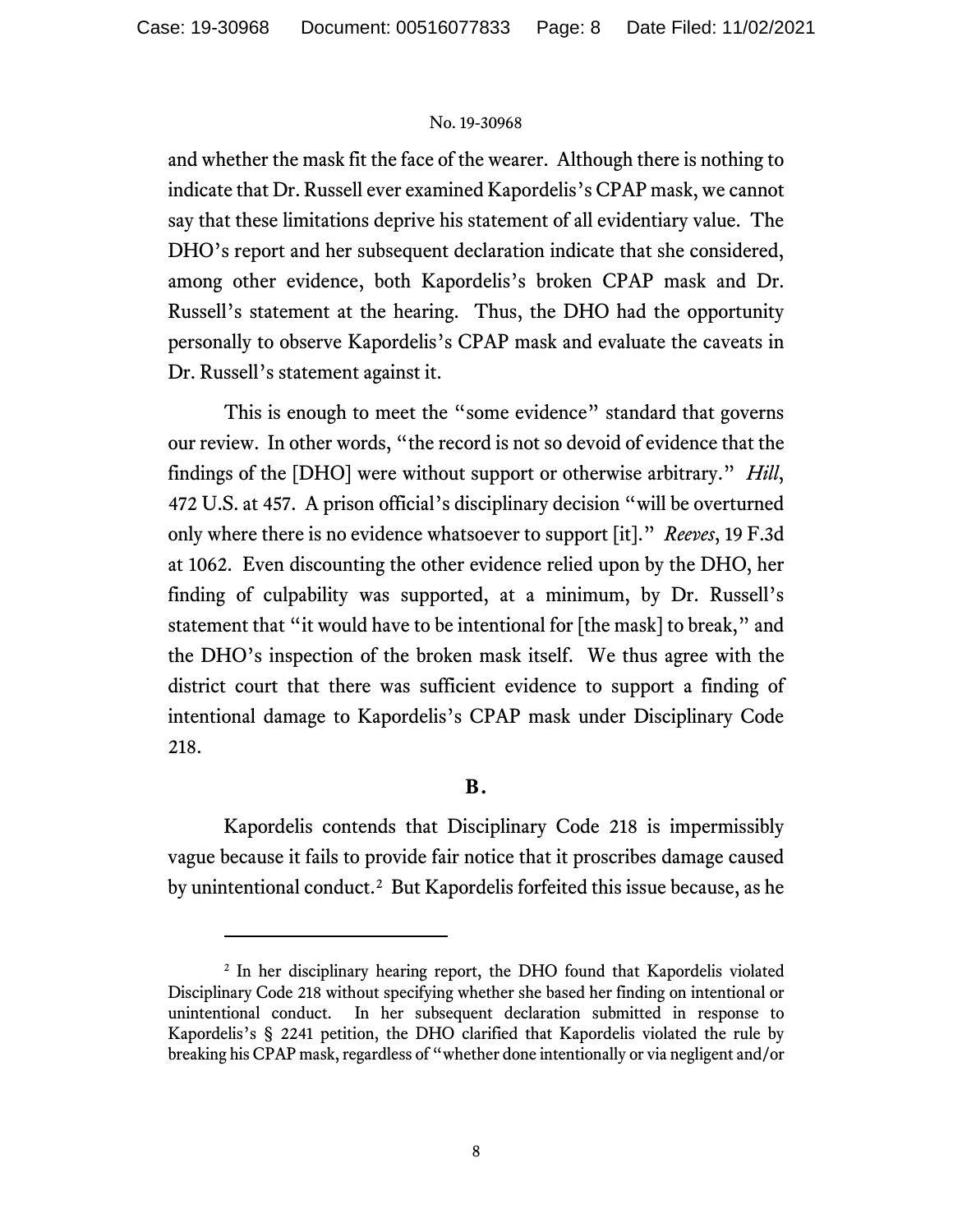and whether the mask fit the face of the wearer. Although there is nothing to indicate that Dr. Russell ever examined Kapordelis's CPAP mask, we cannot say that these limitations deprive his statement of all evidentiary value. The DHO's report and her subsequent declaration indicate that she considered, among other evidence, both Kapordelis's broken CPAP mask and Dr. Russell's statement at the hearing. Thus, the DHO had the opportunity personally to observe Kapordelis's CPAP mask and evaluate the caveats in Dr. Russell's statement against it.

This is enough to meet the "some evidence" standard that governs our review. In other words, "the record is not so devoid of evidence that the findings of the [DHO] were without support or otherwise arbitrary." *Hill*, 472 U.S. at 457. A prison official's disciplinary decision "will be overturned only where there is no evidence whatsoever to support [it]." *Reeves*, 19 F.3d at 1062. Even discounting the other evidence relied upon by the DHO, her finding of culpability was supported, at a minimum, by Dr. Russell's statement that "it would have to be intentional for [the mask] to break," and the DHO's inspection of the broken mask itself. We thus agree with the district court that there was sufficient evidence to support a finding of intentional damage to Kapordelis's CPAP mask under Disciplinary Code 218.

### B.

Kapordelis contends that Disciplinary Code 218 is impermissibly vague because it fails to provide fair notice that it proscribes damage caused by unintentional conduct.[2] But Kapordelis forfeited this issue because, as he

---

[2] In her disciplinary hearing report, the DHO found that Kapordelis violated Disciplinary Code 218 without specifying whether she based her finding on intentional or unintentional conduct. In her subsequent declaration submitted in response to Kapordelis's § 2241 petition, the DHO clarified that Kapordelis violated the rule by breaking his CPAP mask, regardless of "whether done intentionally or via negligent and/or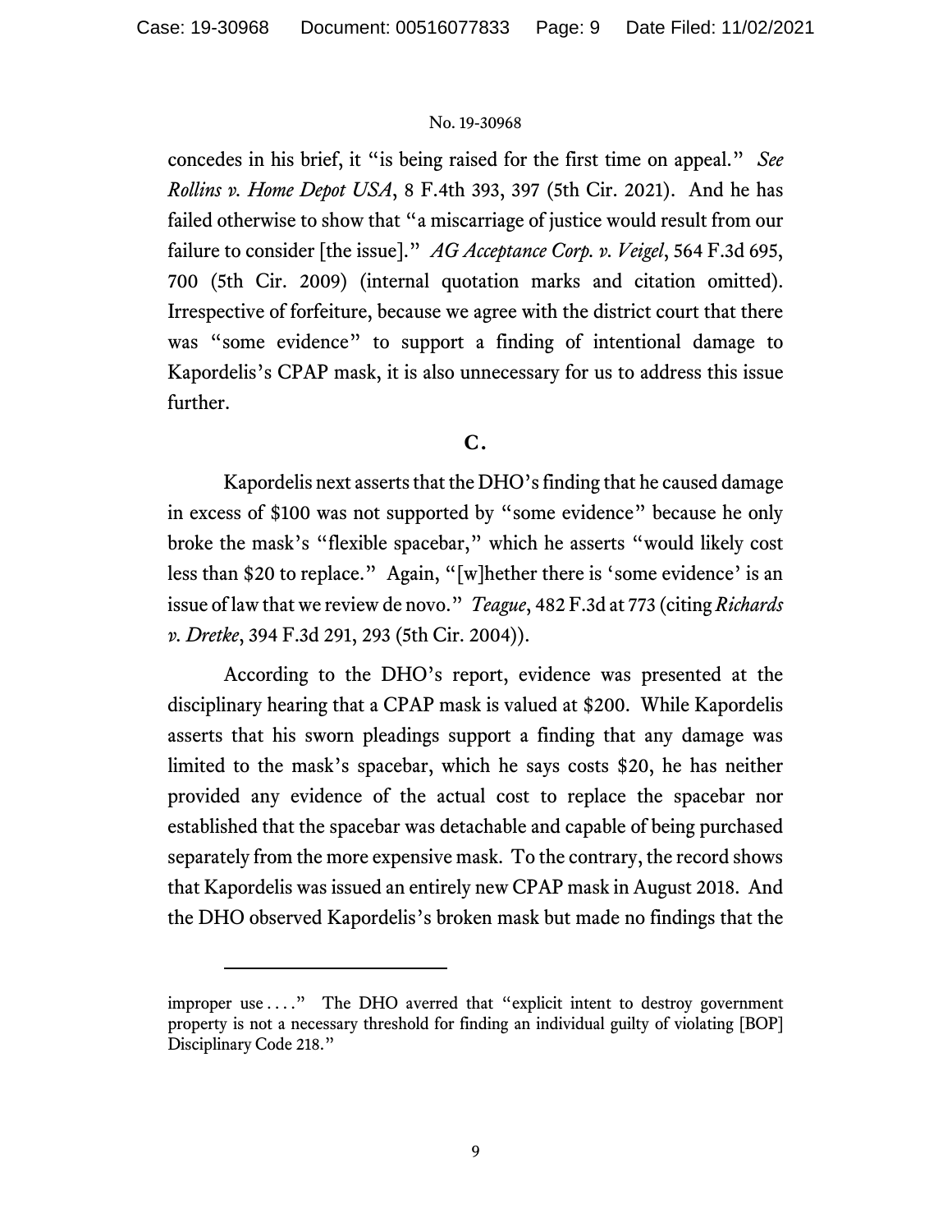concedes in his brief, it "is being raised for the first time on appeal." *See Rollins v. Home Depot USA*, 8 F.4th 393, 397 (5th Cir. 2021). And he has failed otherwise to show that "a miscarriage of justice would result from our failure to consider [the issue]." *AG Acceptance Corp. v. Veigel*, 564 F.3d 695, 700 (5th Cir. 2009) (internal quotation marks and citation omitted). Irrespective of forfeiture, because we agree with the district court that there was "some evidence" to support a finding of intentional damage to Kapordelis's CPAP mask, it is also unnecessary for us to address this issue further.

## C.

Kapordelis next asserts that the DHO's finding that he caused damage in excess of $100 was not supported by "some evidence" because he only broke the mask's "flexible spacebar," which he asserts "would likely cost less than $20 to replace." Again, "[w]hether there is 'some evidence' is an issue of law that we review de novo." *Teague*, 482 F.3d at 773 (citing *Richards v. Dretke*, 394 F.3d 291, 293 (5th Cir. 2004)).

According to the DHO's report, evidence was presented at the disciplinary hearing that a CPAP mask is valued at $200. While Kapordelis asserts that his sworn pleadings support a finding that any damage was limited to the mask's spacebar, which he says costs $20, he has neither provided any evidence of the actual cost to replace the spacebar nor established that the spacebar was detachable and capable of being purchased separately from the more expensive mask. To the contrary, the record shows that Kapordelis was issued an entirely new CPAP mask in August 2018. And the DHO observed Kapordelis's broken mask but made no findings that the

---

improper use . . . ." The DHO averred that "explicit intent to destroy government property is not a necessary threshold for finding an individual guilty of violating [BOP] Disciplinary Code 218."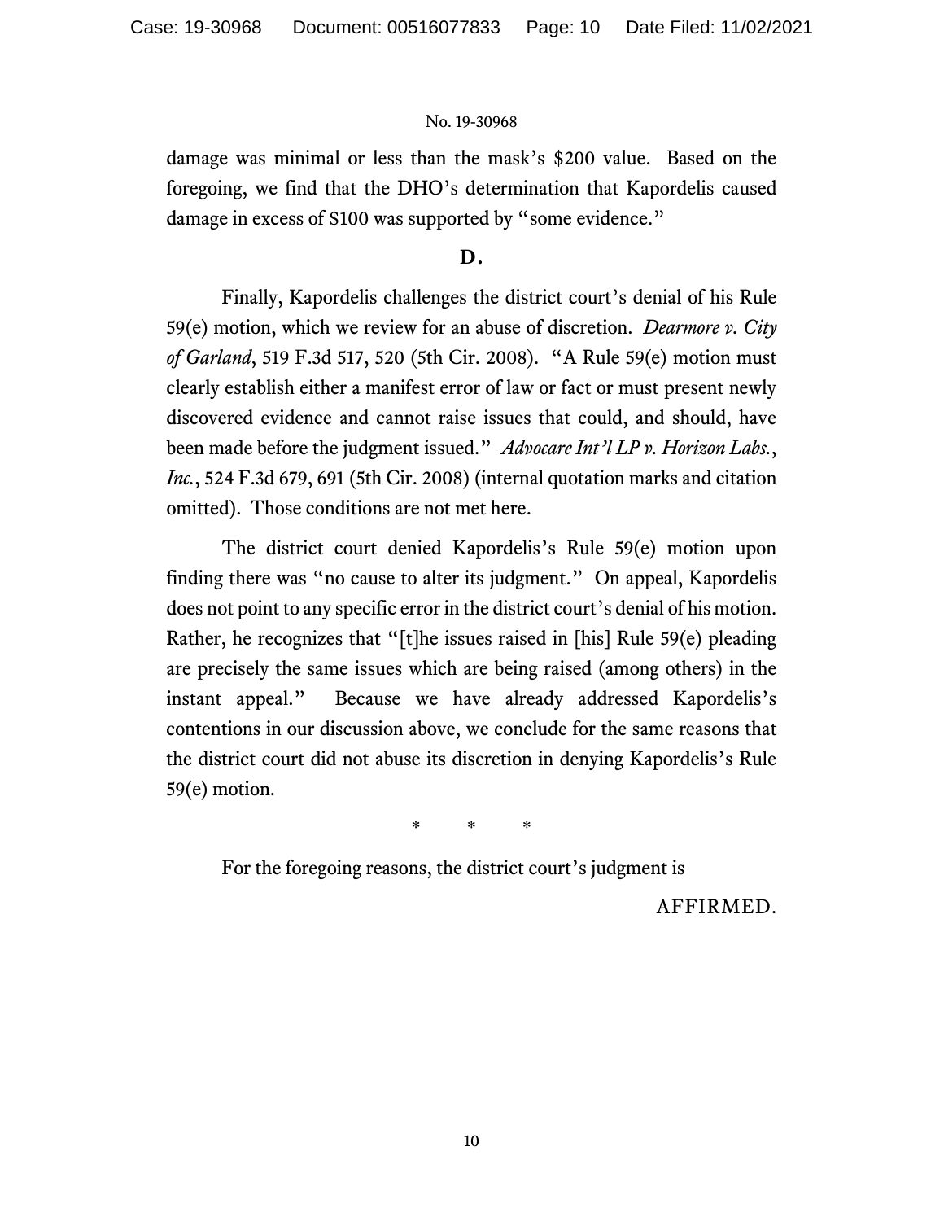damage was minimal or less than the mask's $200 value. Based on the foregoing, we find that the DHO's determination that Kapordelis caused damage in excess of $100 was supported by "some evidence."

### D.

Finally, Kapordelis challenges the district court's denial of his Rule 59(e) motion, which we review for an abuse of discretion. *Dearmore v. City of Garland*, 519 F.3d 517, 520 (5th Cir. 2008). "A Rule 59(e) motion must clearly establish either a manifest error of law or fact or must present newly discovered evidence and cannot raise issues that could, and should, have been made before the judgment issued." *Advocare Int'l LP v. Horizon Labs., Inc.*, 524 F.3d 679, 691 (5th Cir. 2008) (internal quotation marks and citation omitted). Those conditions are not met here.

The district court denied Kapordelis's Rule 59(e) motion upon finding there was "no cause to alter its judgment." On appeal, Kapordelis does not point to any specific error in the district court's denial of his motion. Rather, he recognizes that "[t]he issues raised in [his] Rule 59(e) pleading are precisely the same issues which are being raised (among others) in the instant appeal." Because we have already addressed Kapordelis's contentions in our discussion above, we conclude for the same reasons that the district court did not abuse its discretion in denying Kapordelis's Rule 59(e) motion.

\* \* \*

For the foregoing reasons, the district court's judgment is

AFFIRMED.